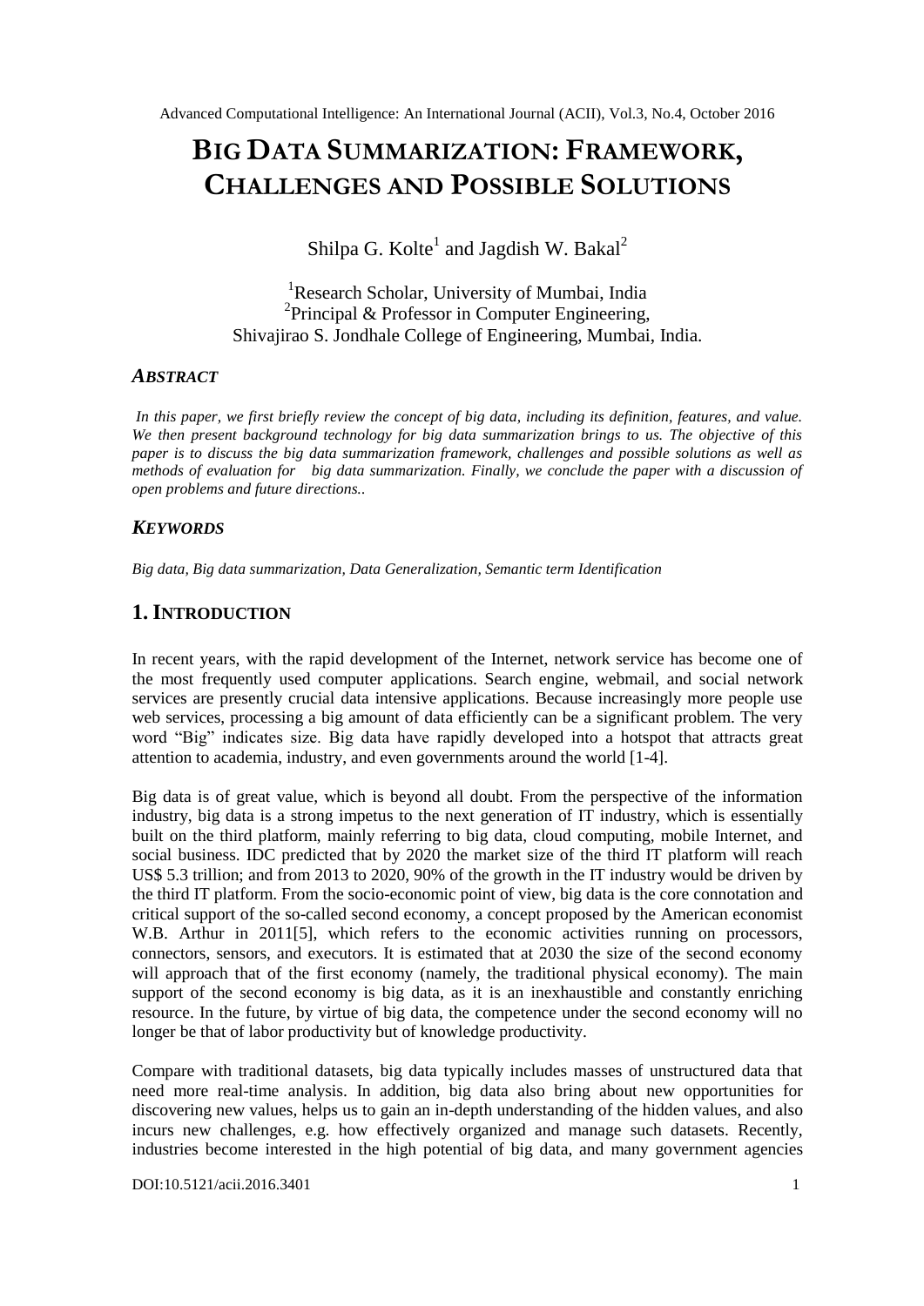# BIG DATA SUMMARIZATION: FRAMEWORK, CHALLENGES AND POSSIBLE SOLUTIONS

Shilpa G. Kolte[1] and Jagdish W. Bakal[2]

[1]Research Scholar, University of Mumbai, India
[2]Principal & Professor in Computer Engineering,
Shivajirao S. Jondhale College of Engineering, Mumbai, India.

### *ABSTRACT*

*In this paper, we first briefly review the concept of big data, including its definition, features, and value. We then present background technology for big data summarization brings to us. The objective of this paper is to discuss the big data summarization framework, challenges and possible solutions as well as methods of evaluation for big data summarization. Finally, we conclude the paper with a discussion of open problems and future directions..*

### *KEYWORDS*

*Big data, Big data summarization, Data Generalization, Semantic term Identification*

## 1. INTRODUCTION

In recent years, with the rapid development of the Internet, network service has become one of the most frequently used computer applications. Search engine, webmail, and social network services are presently crucial data intensive applications. Because increasingly more people use web services, processing a big amount of data efficiently can be a significant problem. The very word "Big" indicates size. Big data have rapidly developed into a hotspot that attracts great attention to academia, industry, and even governments around the world [1-4].

Big data is of great value, which is beyond all doubt. From the perspective of the information industry, big data is a strong impetus to the next generation of IT industry, which is essentially built on the third platform, mainly referring to big data, cloud computing, mobile Internet, and social business. IDC predicted that by 2020 the market size of the third IT platform will reach US$ 5.3 trillion; and from 2013 to 2020, 90% of the growth in the IT industry would be driven by the third IT platform. From the socio-economic point of view, big data is the core connotation and critical support of the so-called second economy, a concept proposed by the American economist W.B. Arthur in 2011[5], which refers to the economic activities running on processors, connectors, sensors, and executors. It is estimated that at 2030 the size of the second economy will approach that of the first economy (namely, the traditional physical economy). The main support of the second economy is big data, as it is an inexhaustible and constantly enriching resource. In the future, by virtue of big data, the competence under the second economy will no longer be that of labor productivity but of knowledge productivity.

Compare with traditional datasets, big data typically includes masses of unstructured data that need more real-time analysis. In addition, big data also bring about new opportunities for discovering new values, helps us to gain an in-depth understanding of the hidden values, and also incurs new challenges, e.g. how effectively organized and manage such datasets. Recently, industries become interested in the high potential of big data, and many government agencies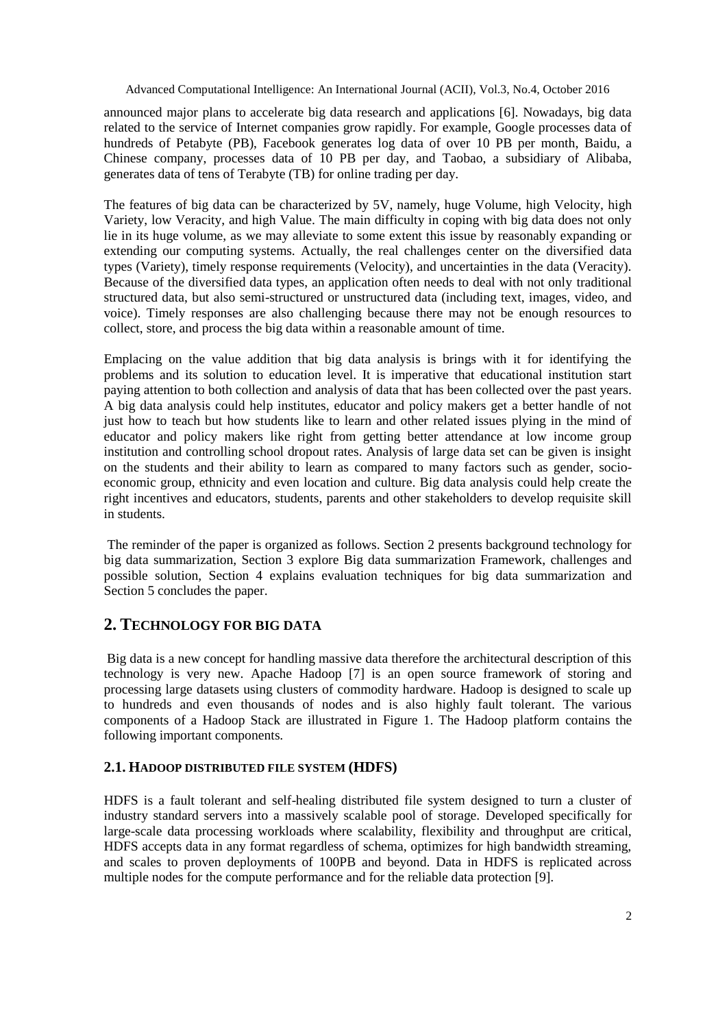announced major plans to accelerate big data research and applications [6]. Nowadays, big data related to the service of Internet companies grow rapidly. For example, Google processes data of hundreds of Petabyte (PB), Facebook generates log data of over 10 PB per month, Baidu, a Chinese company, processes data of 10 PB per day, and Taobao, a subsidiary of Alibaba, generates data of tens of Terabyte (TB) for online trading per day.

The features of big data can be characterized by 5V, namely, huge Volume, high Velocity, high Variety, low Veracity, and high Value. The main difficulty in coping with big data does not only lie in its huge volume, as we may alleviate to some extent this issue by reasonably expanding or extending our computing systems. Actually, the real challenges center on the diversified data types (Variety), timely response requirements (Velocity), and uncertainties in the data (Veracity). Because of the diversified data types, an application often needs to deal with not only traditional structured data, but also semi-structured or unstructured data (including text, images, video, and voice). Timely responses are also challenging because there may not be enough resources to collect, store, and process the big data within a reasonable amount of time.

Emplacing on the value addition that big data analysis is brings with it for identifying the problems and its solution to education level. It is imperative that educational institution start paying attention to both collection and analysis of data that has been collected over the past years. A big data analysis could help institutes, educator and policy makers get a better handle of not just how to teach but how students like to learn and other related issues plying in the mind of educator and policy makers like right from getting better attendance at low income group institution and controlling school dropout rates. Analysis of large data set can be given is insight on the students and their ability to learn as compared to many factors such as gender, socio-economic group, ethnicity and even location and culture. Big data analysis could help create the right incentives and educators, students, parents and other stakeholders to develop requisite skill in students.

The reminder of the paper is organized as follows. Section 2 presents background technology for big data summarization, Section 3 explore Big data summarization Framework, challenges and possible solution, Section 4 explains evaluation techniques for big data summarization and Section 5 concludes the paper.

## 2. TECHNOLOGY FOR BIG DATA

Big data is a new concept for handling massive data therefore the architectural description of this technology is very new. Apache Hadoop [7] is an open source framework of storing and processing large datasets using clusters of commodity hardware. Hadoop is designed to scale up to hundreds and even thousands of nodes and is also highly fault tolerant. The various components of a Hadoop Stack are illustrated in Figure 1. The Hadoop platform contains the following important components.

### 2.1. HADOOP DISTRIBUTED FILE SYSTEM (HDFS)

HDFS is a fault tolerant and self-healing distributed file system designed to turn a cluster of industry standard servers into a massively scalable pool of storage. Developed specifically for large-scale data processing workloads where scalability, flexibility and throughput are critical, HDFS accepts data in any format regardless of schema, optimizes for high bandwidth streaming, and scales to proven deployments of 100PB and beyond. Data in HDFS is replicated across multiple nodes for the compute performance and for the reliable data protection [9].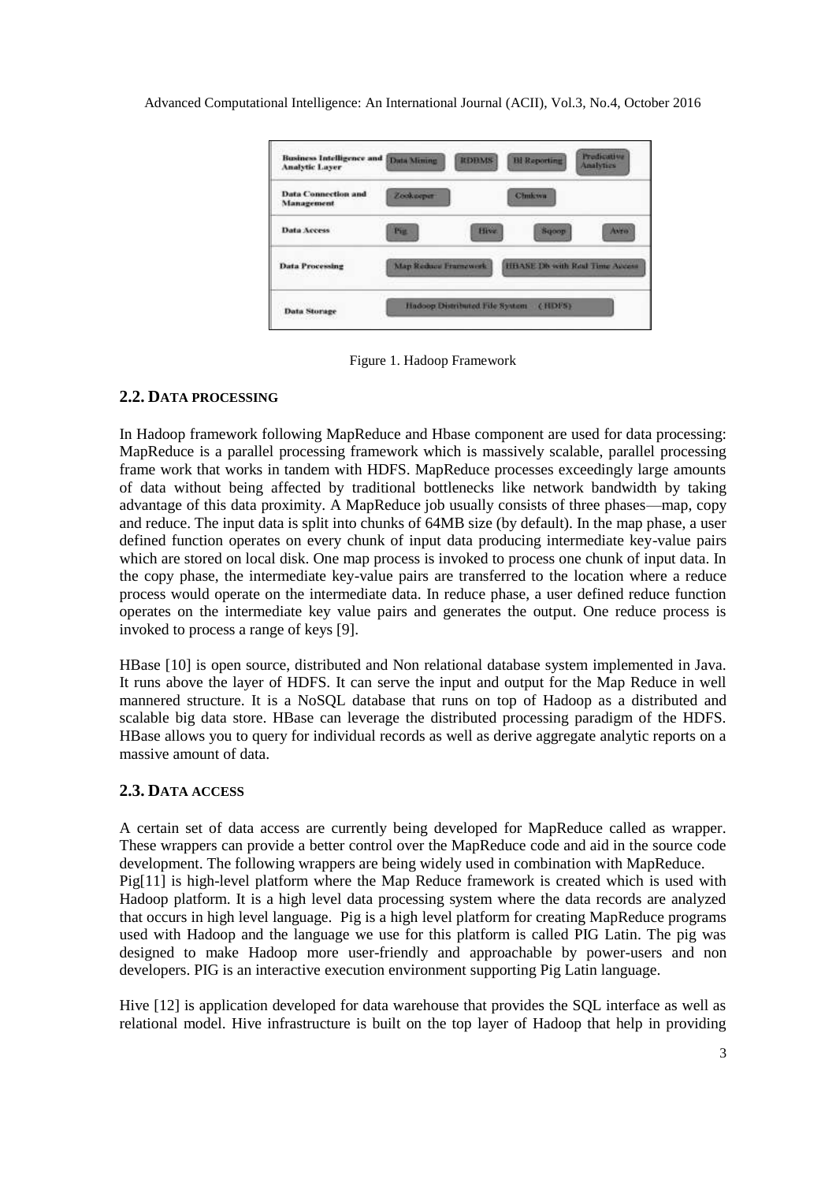| | |
|---|---|
| Business Intelligence and Analytic Layer | Data Mining, RDBMS, BI Reporting, Predicative Analytics |
| Data Connection and Management | Zookeeper, Chukwa |
| Data Access | Pig, Hive, Sqoop, Avro |
| Data Processing | Map Reduce Framework, HBASE Db with Real Time Access |
| Data Storage | Hadoop Distributed File System (HDFS) |

Figure 1. Hadoop Framework

## 2.2. DATA PROCESSING

In Hadoop framework following MapReduce and Hbase component are used for data processing: MapReduce is a parallel processing framework which is massively scalable, parallel processing frame work that works in tandem with HDFS. MapReduce processes exceedingly large amounts of data without being affected by traditional bottlenecks like network bandwidth by taking advantage of this data proximity. A MapReduce job usually consists of three phases—map, copy and reduce. The input data is split into chunks of 64MB size (by default). In the map phase, a user defined function operates on every chunk of input data producing intermediate key-value pairs which are stored on local disk. One map process is invoked to process one chunk of input data. In the copy phase, the intermediate key-value pairs are transferred to the location where a reduce process would operate on the intermediate data. In reduce phase, a user defined reduce function operates on the intermediate key value pairs and generates the output. One reduce process is invoked to process a range of keys [9].

HBase [10] is open source, distributed and Non relational database system implemented in Java. It runs above the layer of HDFS. It can serve the input and output for the Map Reduce in well mannered structure. It is a NoSQL database that runs on top of Hadoop as a distributed and scalable big data store. HBase can leverage the distributed processing paradigm of the HDFS. HBase allows you to query for individual records as well as derive aggregate analytic reports on a massive amount of data.

## 2.3. DATA ACCESS

A certain set of data access are currently being developed for MapReduce called as wrapper. These wrappers can provide a better control over the MapReduce code and aid in the source code development. The following wrappers are being widely used in combination with MapReduce.
Pig[11] is high-level platform where the Map Reduce framework is created which is used with Hadoop platform. It is a high level data processing system where the data records are analyzed that occurs in high level language. Pig is a high level platform for creating MapReduce programs used with Hadoop and the language we use for this platform is called PIG Latin. The pig was designed to make Hadoop more user-friendly and approachable by power-users and non developers. PIG is an interactive execution environment supporting Pig Latin language.

Hive [12] is application developed for data warehouse that provides the SQL interface as well as relational model. Hive infrastructure is built on the top layer of Hadoop that help in providing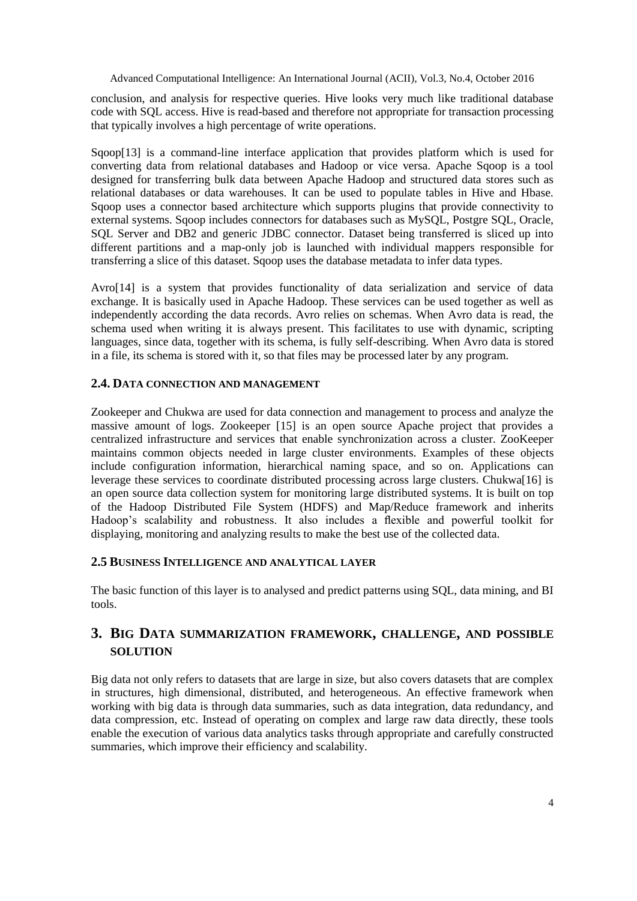conclusion, and analysis for respective queries. Hive looks very much like traditional database code with SQL access. Hive is read-based and therefore not appropriate for transaction processing that typically involves a high percentage of write operations.

Sqoop[13] is a command-line interface application that provides platform which is used for converting data from relational databases and Hadoop or vice versa. Apache Sqoop is a tool designed for transferring bulk data between Apache Hadoop and structured data stores such as relational databases or data warehouses. It can be used to populate tables in Hive and Hbase. Sqoop uses a connector based architecture which supports plugins that provide connectivity to external systems. Sqoop includes connectors for databases such as MySQL, Postgre SQL, Oracle, SQL Server and DB2 and generic JDBC connector. Dataset being transferred is sliced up into different partitions and a map-only job is launched with individual mappers responsible for transferring a slice of this dataset. Sqoop uses the database metadata to infer data types.

Avro[14] is a system that provides functionality of data serialization and service of data exchange. It is basically used in Apache Hadoop. These services can be used together as well as independently according the data records. Avro relies on schemas. When Avro data is read, the schema used when writing it is always present. This facilitates to use with dynamic, scripting languages, since data, together with its schema, is fully self-describing. When Avro data is stored in a file, its schema is stored with it, so that files may be processed later by any program.

### 2.4. Data connection and management

Zookeeper and Chukwa are used for data connection and management to process and analyze the massive amount of logs. Zookeeper [15] is an open source Apache project that provides a centralized infrastructure and services that enable synchronization across a cluster. ZooKeeper maintains common objects needed in large cluster environments. Examples of these objects include configuration information, hierarchical naming space, and so on. Applications can leverage these services to coordinate distributed processing across large clusters. Chukwa[16] is an open source data collection system for monitoring large distributed systems. It is built on top of the Hadoop Distributed File System (HDFS) and Map/Reduce framework and inherits Hadoop's scalability and robustness. It also includes a flexible and powerful toolkit for displaying, monitoring and analyzing results to make the best use of the collected data.

### 2.5 Business Intelligence and analytical layer

The basic function of this layer is to analysed and predict patterns using SQL, data mining, and BI tools.

## 3. Big Data summarization framework, challenge, and possible solution

Big data not only refers to datasets that are large in size, but also covers datasets that are complex in structures, high dimensional, distributed, and heterogeneous. An effective framework when working with big data is through data summaries, such as data integration, data redundancy, and data compression, etc. Instead of operating on complex and large raw data directly, these tools enable the execution of various data analytics tasks through appropriate and carefully constructed summaries, which improve their efficiency and scalability.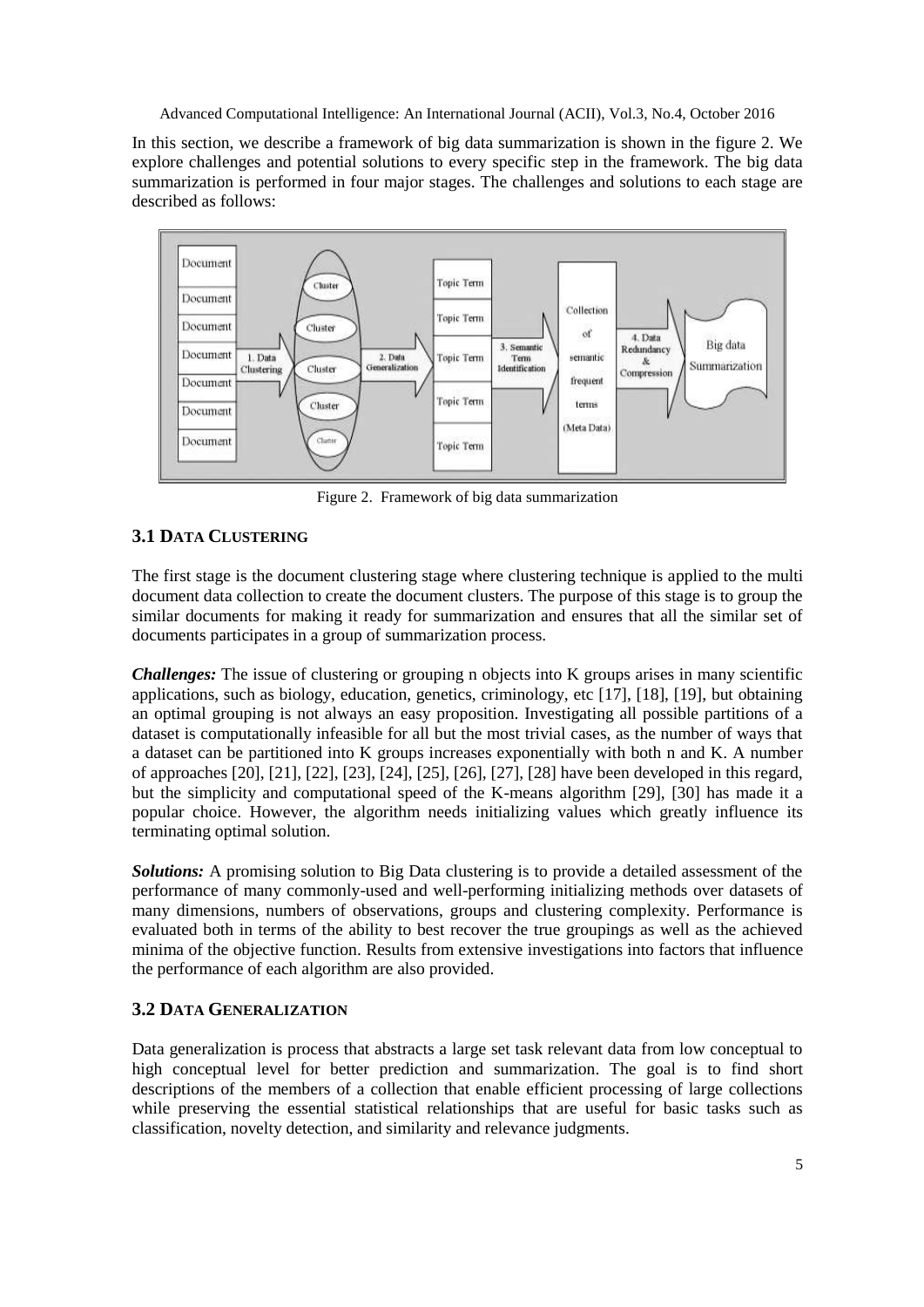In this section, we describe a framework of big data summarization is shown in the figure 2. We explore challenges and potential solutions to every specific step in the framework. The big data summarization is performed in four major stages. The challenges and solutions to each stage are described as follows:

Figure 2. Framework of big data summarization

### 3.1 Data Clustering

The first stage is the document clustering stage where clustering technique is applied to the multi document data collection to create the document clusters. The purpose of this stage is to group the similar documents for making it ready for summarization and ensures that all the similar set of documents participates in a group of summarization process.

***Challenges:*** The issue of clustering or grouping n objects into K groups arises in many scientific applications, such as biology, education, genetics, criminology, etc [17], [18], [19], but obtaining an optimal grouping is not always an easy proposition. Investigating all possible partitions of a dataset is computationally infeasible for all but the most trivial cases, as the number of ways that a dataset can be partitioned into K groups increases exponentially with both n and K. A number of approaches [20], [21], [22], [23], [24], [25], [26], [27], [28] have been developed in this regard, but the simplicity and computational speed of the K-means algorithm [29], [30] has made it a popular choice. However, the algorithm needs initializing values which greatly influence its terminating optimal solution.

***Solutions:*** A promising solution to Big Data clustering is to provide a detailed assessment of the performance of many commonly-used and well-performing initializing methods over datasets of many dimensions, numbers of observations, groups and clustering complexity. Performance is evaluated both in terms of the ability to best recover the true groupings as well as the achieved minima of the objective function. Results from extensive investigations into factors that influence the performance of each algorithm are also provided.

### 3.2 Data Generalization

Data generalization is process that abstracts a large set task relevant data from low conceptual to high conceptual level for better prediction and summarization. The goal is to find short descriptions of the members of a collection that enable efficient processing of large collections while preserving the essential statistical relationships that are useful for basic tasks such as classification, novelty detection, and similarity and relevance judgments.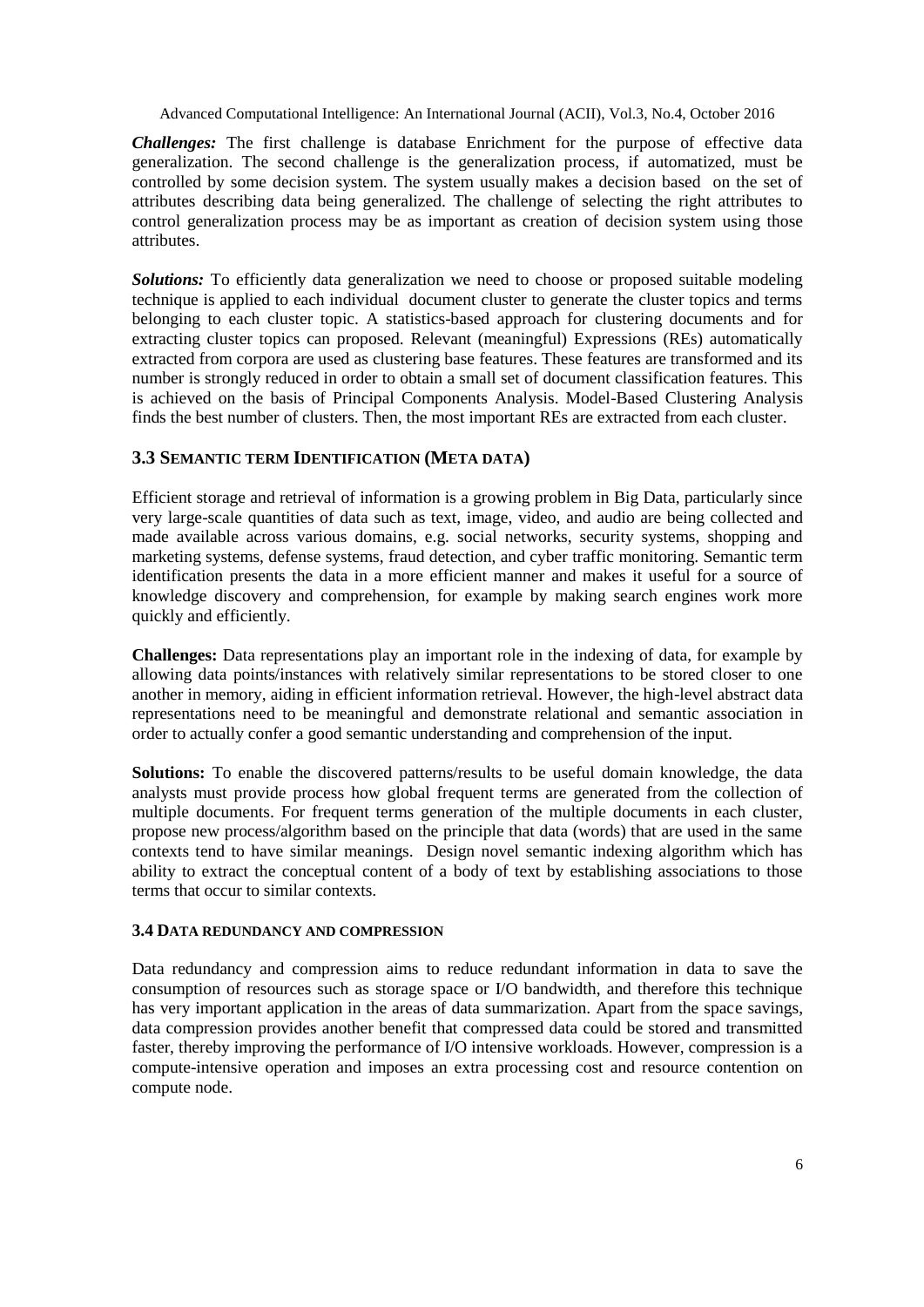***Challenges:*** The first challenge is database Enrichment for the purpose of effective data generalization. The second challenge is the generalization process, if automatized, must be controlled by some decision system. The system usually makes a decision based on the set of attributes describing data being generalized. The challenge of selecting the right attributes to control generalization process may be as important as creation of decision system using those attributes.

***Solutions:*** To efficiently data generalization we need to choose or proposed suitable modeling technique is applied to each individual document cluster to generate the cluster topics and terms belonging to each cluster topic. A statistics-based approach for clustering documents and for extracting cluster topics can proposed. Relevant (meaningful) Expressions (REs) automatically extracted from corpora are used as clustering base features. These features are transformed and its number is strongly reduced in order to obtain a small set of document classification features. This is achieved on the basis of Principal Components Analysis. Model-Based Clustering Analysis finds the best number of clusters. Then, the most important REs are extracted from each cluster.

### 3.3 Semantic term Identification (Meta data)

Efficient storage and retrieval of information is a growing problem in Big Data, particularly since very large-scale quantities of data such as text, image, video, and audio are being collected and made available across various domains, e.g. social networks, security systems, shopping and marketing systems, defense systems, fraud detection, and cyber traffic monitoring. Semantic term identification presents the data in a more efficient manner and makes it useful for a source of knowledge discovery and comprehension, for example by making search engines work more quickly and efficiently.

**Challenges:** Data representations play an important role in the indexing of data, for example by allowing data points/instances with relatively similar representations to be stored closer to one another in memory, aiding in efficient information retrieval. However, the high-level abstract data representations need to be meaningful and demonstrate relational and semantic association in order to actually confer a good semantic understanding and comprehension of the input.

**Solutions:** To enable the discovered patterns/results to be useful domain knowledge, the data analysts must provide process how global frequent terms are generated from the collection of multiple documents. For frequent terms generation of the multiple documents in each cluster, propose new process/algorithm based on the principle that data (words) that are used in the same contexts tend to have similar meanings. Design novel semantic indexing algorithm which has ability to extract the conceptual content of a body of text by establishing associations to those terms that occur to similar contexts.

### 3.4 Data redundancy and compression

Data redundancy and compression aims to reduce redundant information in data to save the consumption of resources such as storage space or I/O bandwidth, and therefore this technique has very important application in the areas of data summarization. Apart from the space savings, data compression provides another benefit that compressed data could be stored and transmitted faster, thereby improving the performance of I/O intensive workloads. However, compression is a compute-intensive operation and imposes an extra processing cost and resource contention on compute node.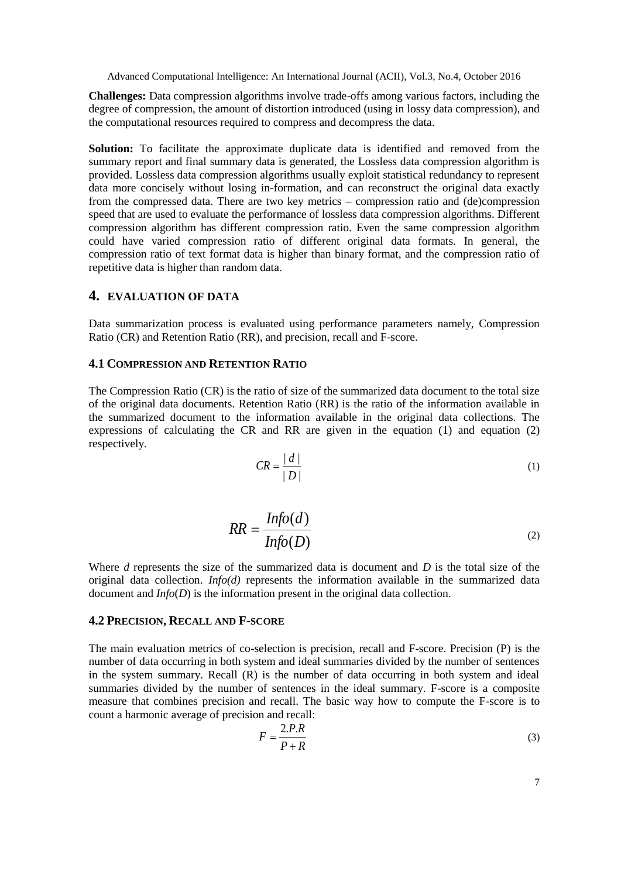**Challenges:** Data compression algorithms involve trade-offs among various factors, including the degree of compression, the amount of distortion introduced (using in lossy data compression), and the computational resources required to compress and decompress the data.

**Solution:** To facilitate the approximate duplicate data is identified and removed from the summary report and final summary data is generated, the Lossless data compression algorithm is provided. Lossless data compression algorithms usually exploit statistical redundancy to represent data more concisely without losing in-formation, and can reconstruct the original data exactly from the compressed data. There are two key metrics – compression ratio and (de)compression speed that are used to evaluate the performance of lossless data compression algorithms. Different compression algorithm has different compression ratio. Even the same compression algorithm could have varied compression ratio of different original data formats. In general, the compression ratio of text format data is higher than binary format, and the compression ratio of repetitive data is higher than random data.

## 4. EVALUATION OF DATA

Data summarization process is evaluated using performance parameters namely, Compression Ratio (CR) and Retention Ratio (RR), and precision, recall and F-score.

### 4.1 COMPRESSION AND RETENTION RATIO

The Compression Ratio (CR) is the ratio of size of the summarized data document to the total size of the original data documents. Retention Ratio (RR) is the ratio of the information available in the summarized document to the information available in the original data collections. The expressions of calculating the CR and RR are given in the equation (1) and equation (2) respectively.

$$CR = \frac{|d|}{|D|} \tag{1}$$

$$RR = \frac{Info(d)}{Info(D)} \tag{2}$$

Where $d$ represents the size of the summarized data is document and $D$ is the total size of the original data collection. $Info(d)$ represents the information available in the summarized data document and $Info(D)$ is the information present in the original data collection.

### 4.2 PRECISION, RECALL AND F-SCORE

The main evaluation metrics of co-selection is precision, recall and F-score. Precision (P) is the number of data occurring in both system and ideal summaries divided by the number of sentences in the system summary. Recall (R) is the number of data occurring in both system and ideal summaries divided by the number of sentences in the ideal summary. F-score is a composite measure that combines precision and recall. The basic way how to compute the F-score is to count a harmonic average of precision and recall:

$$F = \frac{2.P.R}{P + R} \tag{3}$$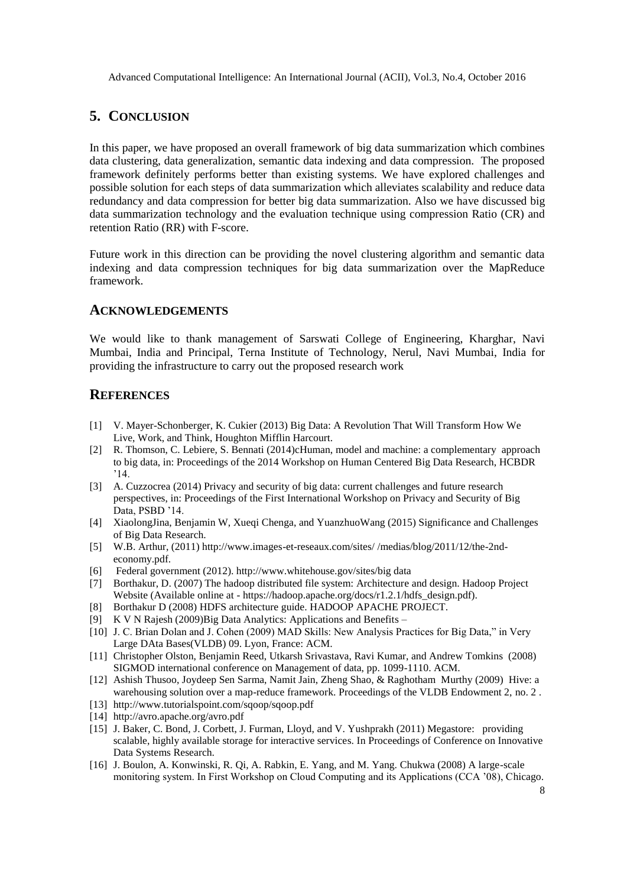## 5. CONCLUSION

In this paper, we have proposed an overall framework of big data summarization which combines data clustering, data generalization, semantic data indexing and data compression. The proposed framework definitely performs better than existing systems. We have explored challenges and possible solution for each steps of data summarization which alleviates scalability and reduce data redundancy and data compression for better big data summarization. Also we have discussed big data summarization technology and the evaluation technique using compression Ratio (CR) and retention Ratio (RR) with F-score.

Future work in this direction can be providing the novel clustering algorithm and semantic data indexing and data compression techniques for big data summarization over the MapReduce framework.

## ACKNOWLEDGEMENTS

We would like to thank management of Sarswati College of Engineering, Kharghar, Navi Mumbai, India and Principal, Terna Institute of Technology, Nerul, Navi Mumbai, India for providing the infrastructure to carry out the proposed research work

## REFERENCES

[1] V. Mayer-Schonberger, K. Cukier (2013) Big Data: A Revolution That Will Transform How We Live, Work, and Think, Houghton Mifflin Harcourt.

[2] R. Thomson, C. Lebiere, S. Bennati (2014)cHuman, model and machine: a complementary approach to big data, in: Proceedings of the 2014 Workshop on Human Centered Big Data Research, HCBDR '14.

[3] A. Cuzzocrea (2014) Privacy and security of big data: current challenges and future research perspectives, in: Proceedings of the First International Workshop on Privacy and Security of Big Data, PSBD '14.

[4] XiaolongJina, Benjamin W, Xueqi Chenga, and YuanzhuoWang (2015) Significance and Challenges of Big Data Research.

[5] W.B. Arthur, (2011) http://www.images-et-reseaux.com/sites/ /medias/blog/2011/12/the-2nd-economy.pdf.

[6] Federal government (2012). http://www.whitehouse.gov/sites/big data

[7] Borthakur, D. (2007) The hadoop distributed file system: Architecture and design. Hadoop Project Website (Available online at - https://hadoop.apache.org/docs/r1.2.1/hdfs_design.pdf).

[8] Borthakur D (2008) HDFS architecture guide. HADOOP APACHE PROJECT.

[9] K V N Rajesh (2009)Big Data Analytics: Applications and Benefits –

[10] J. C. Brian Dolan and J. Cohen (2009) MAD Skills: New Analysis Practices for Big Data," in Very Large DAta Bases(VLDB) 09. Lyon, France: ACM.

[11] Christopher Olston, Benjamin Reed, Utkarsh Srivastava, Ravi Kumar, and Andrew Tomkins (2008) SIGMOD international conference on Management of data, pp. 1099-1110. ACM.

[12] Ashish Thusoo, Joydeep Sen Sarma, Namit Jain, Zheng Shao, & Raghotham Murthy (2009) Hive: a warehousing solution over a map-reduce framework. Proceedings of the VLDB Endowment 2, no. 2 .

[13] http://www.tutorialspoint.com/sqoop/sqoop.pdf

[14] http://avro.apache.org/avro.pdf

[15] J. Baker, C. Bond, J. Corbett, J. Furman, Lloyd, and V. Yushprakh (2011) Megastore: providing scalable, highly available storage for interactive services. In Proceedings of Conference on Innovative Data Systems Research.

[16] J. Boulon, A. Konwinski, R. Qi, A. Rabkin, E. Yang, and M. Yang. Chukwa (2008) A large-scale monitoring system. In First Workshop on Cloud Computing and its Applications (CCA '08), Chicago.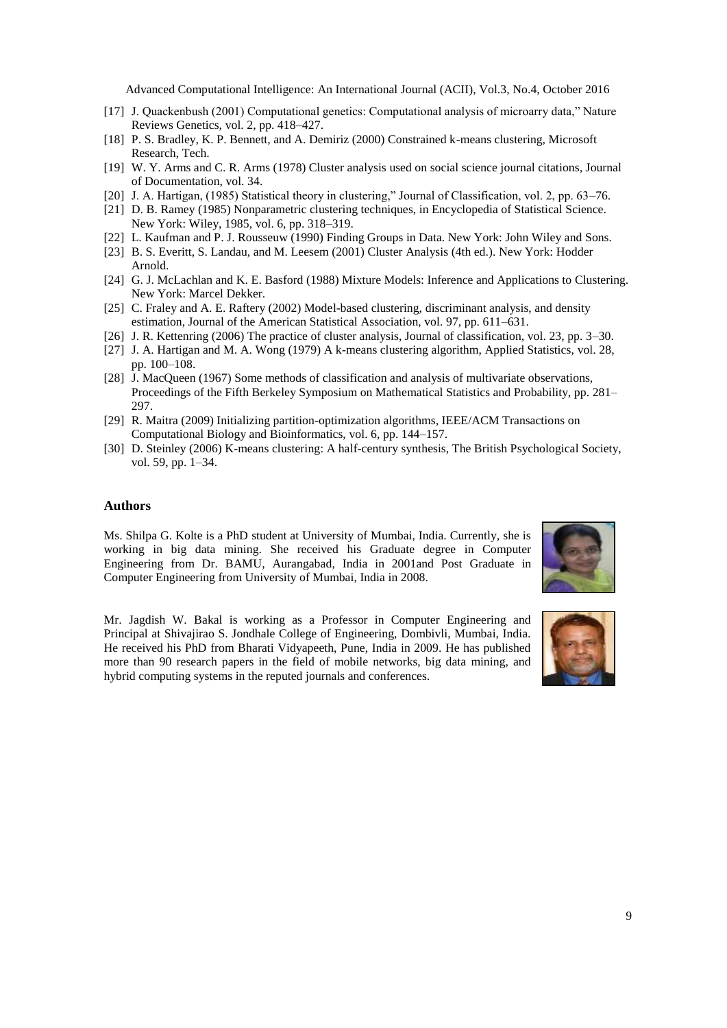[17] J. Quackenbush (2001) Computational genetics: Computational analysis of microarry data," Nature Reviews Genetics, vol. 2, pp. 418–427.

[18] P. S. Bradley, K. P. Bennett, and A. Demiriz (2000) Constrained k-means clustering, Microsoft Research, Tech.

[19] W. Y. Arms and C. R. Arms (1978) Cluster analysis used on social science journal citations, Journal of Documentation, vol. 34.

[20] J. A. Hartigan, (1985) Statistical theory in clustering," Journal of Classification, vol. 2, pp. 63–76.

[21] D. B. Ramey (1985) Nonparametric clustering techniques, in Encyclopedia of Statistical Science. New York: Wiley, 1985, vol. 6, pp. 318–319.

[22] L. Kaufman and P. J. Rousseuw (1990) Finding Groups in Data. New York: John Wiley and Sons.

[23] B. S. Everitt, S. Landau, and M. Leesem (2001) Cluster Analysis (4th ed.). New York: Hodder Arnold.

[24] G. J. McLachlan and K. E. Basford (1988) Mixture Models: Inference and Applications to Clustering. New York: Marcel Dekker.

[25] C. Fraley and A. E. Raftery (2002) Model-based clustering, discriminant analysis, and density estimation, Journal of the American Statistical Association, vol. 97, pp. 611–631.

[26] J. R. Kettenring (2006) The practice of cluster analysis, Journal of classification, vol. 23, pp. 3–30.

[27] J. A. Hartigan and M. A. Wong (1979) A k-means clustering algorithm, Applied Statistics, vol. 28, pp. 100–108.

[28] J. MacQueen (1967) Some methods of classification and analysis of multivariate observations, Proceedings of the Fifth Berkeley Symposium on Mathematical Statistics and Probability, pp. 281–297.

[29] R. Maitra (2009) Initializing partition-optimization algorithms, IEEE/ACM Transactions on Computational Biology and Bioinformatics, vol. 6, pp. 144–157.

[30] D. Steinley (2006) K-means clustering: A half-century synthesis, The British Psychological Society, vol. 59, pp. 1–34.

## Authors

Ms. Shilpa G. Kolte is a PhD student at University of Mumbai, India. Currently, she is working in big data mining. She received his Graduate degree in Computer Engineering from Dr. BAMU, Aurangabad, India in 2001and Post Graduate in Computer Engineering from University of Mumbai, India in 2008.

Mr. Jagdish W. Bakal is working as a Professor in Computer Engineering and Principal at Shivajirao S. Jondhale College of Engineering, Dombivli, Mumbai, India. He received his PhD from Bharati Vidyapeeth, Pune, India in 2009. He has published more than 90 research papers in the field of mobile networks, big data mining, and hybrid computing systems in the reputed journals and conferences.